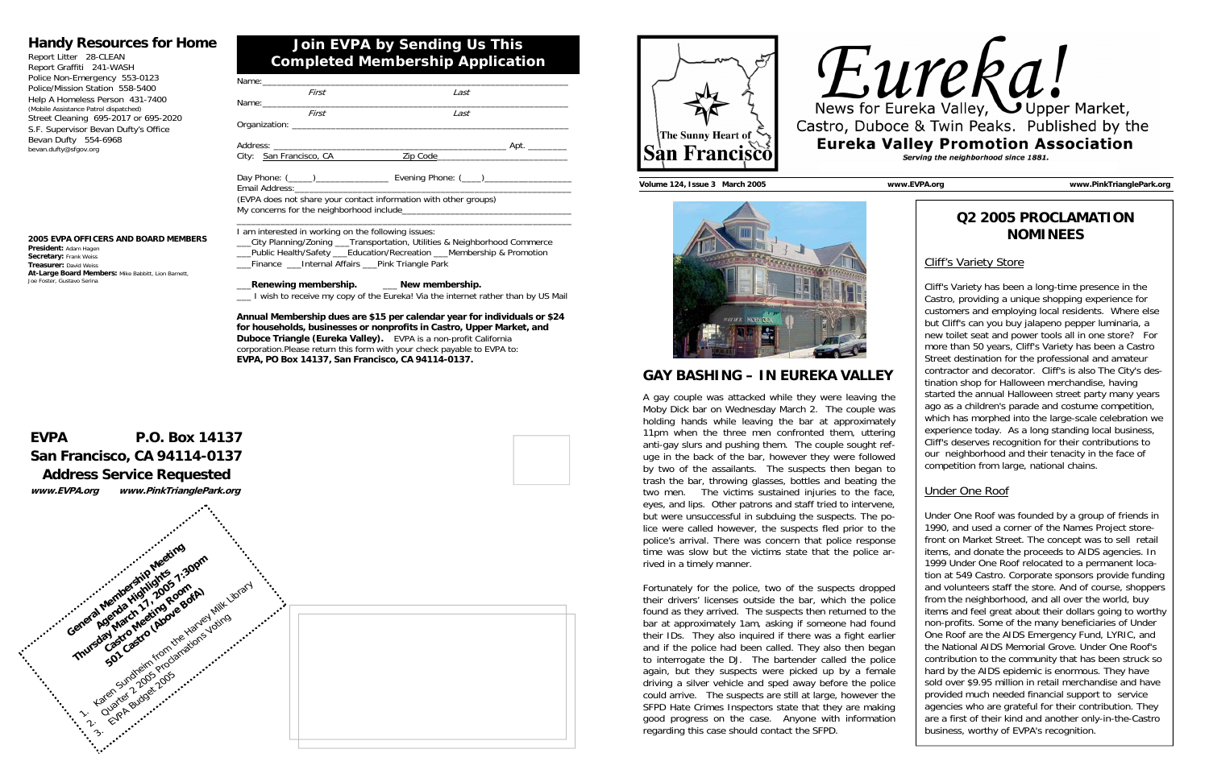## Handy Resources for Home

Report Litter 28-CLEAN
Report Graffiti 241-WASH
Police Non-Emergency 553-0123
Police/Mission Station 558-5400
Help A Homeless Person 431-7400
(Mobile Assistance Patrol dispatched)
Street Cleaning 695-2017 or 695-2020
S.F. Supervisor Bevan Dufty's Office
Bevan Dufty 554-6968
bevan.dufty@sfgov.org

**2005 EVPA OFFICERS AND BOARD MEMBERS**
**President:** Adam Hagen
**Secretary:** Frank Weiss
**Treasurer:** David Weiss
**At-Large Board Members:** Mike Babbitt, Lion Barnett, Joe Foster, Gustavo Serina

## Join EVPA by Sending Us This Completed Membership Application

Name:_______________________________________________
First Last
Name:_______________________________________________
First Last
Organization: ________________________________________

Address: ________________________________________ Apt. ________
City: San Francisco, CA Zip Code ___________________

Day Phone: (_____)_____________ Evening Phone: (____)_______________
Email Address:_________________________________________________
(EVPA does not share your contact information with other groups)
My concerns for the neighborhood include___________________________
_______________________________________________________________

I am interested in working on the following issues:
___City Planning/Zoning ___Transportation, Utilities & Neighborhood Commerce
___Public Health/Safety ___Education/Recreation ___Membership & Promotion
___Finance ___Internal Affairs ___Pink Triangle Park

___**Renewing membership.** ___ **New membership.**
___ I wish to receive my copy of the Eureka! Via the internet rather than by US Mail

**Annual Membership dues are $15 per calendar year for individuals or $24 for households, businesses or nonprofits in Castro, Upper Market, and Duboce Triangle (Eureka Valley).** EVPA is a non-profit California corporation.Please return this form with your check payable to EVPA to: **EVPA, PO Box 14137, San Francisco, CA 94114-0137.**

**EVPA P.O. Box 14137**
**San Francisco, CA 94114-0137**
**Address Service Requested**
***www.EVPA.org www.PinkTrianglePark.org***

**General Membership Meeting**
**Agenda Highlights**
**Thursday March 17, 2005 7:30pm**
**Castro Meeting Room**
**501 Castro (Above BofA)**

1. Karen Sundheim from the Harvey Milk Library
2. Quarter 2 2005 Proclamations Voting
3. EVPA Budget 2005

# Eureka!

News for Eureka Valley, Upper Market, Castro, Duboce & Twin Peaks. Published by the **Eureka Valley Promotion Association**
*Serving the neighborhood since 1881.*

The Sunny Heart of San Francisco

**Volume 124, Issue 3 March 2005** **www.EVPA.org** **www.PinkTrianglePark.org**

## GAY BASHING – IN EUREKA VALLEY

A gay couple was attacked while they were leaving the Moby Dick bar on Wednesday March 2. The couple was holding hands while leaving the bar at approximately 11pm when the three men confronted them, uttering anti-gay slurs and pushing them. The couple sought refuge in the back of the bar, however they were followed by two of the assailants. The suspects then began to trash the bar, throwing glasses, bottles and beating the two men. The victims sustained injuries to the face, eyes, and lips. Other patrons and staff tried to intervene, but were unsuccessful in subduing the suspects. The police were called however, the suspects fled prior to the police's arrival. There was concern that police response time was slow but the victims state that the police arrived in a timely manner.

Fortunately for the police, two of the suspects dropped their drivers' licenses outside the bar, which the police found as they arrived. The suspects then returned to the bar at approximately 1am, asking if someone had found their IDs. They also inquired if there was a fight earlier and if the police had been called. They also then began to interrogate the DJ. The bartender called the police again, but they suspects were picked up by a female driving a silver vehicle and sped away before the police could arrive. The suspects are still at large, however the SFPD Hate Crimes Inspectors state that they are making good progress on the case. Anyone with information regarding this case should contact the SFPD.

## Q2 2005 PROCLAMATION NOMINEES

### Cliff's Variety Store

Cliff's Variety has been a long-time presence in the Castro, providing a unique shopping experience for customers and employing local residents. Where else but Cliff's can you buy jalapeno pepper luminaria, a new toilet seat and power tools all in one store? For more than 50 years, Cliff's Variety has been a Castro Street destination for the professional and amateur contractor and decorator. Cliff's is also The City's destination shop for Halloween merchandise, having started the annual Halloween street party many years ago as a children's parade and costume competition, which has morphed into the large-scale celebration we experience today. As a long standing local business, Cliff's deserves recognition for their contributions to our neighborhood and their tenacity in the face of competition from large, national chains.

### Under One Roof

Under One Roof was founded by a group of friends in 1990, and used a corner of the Names Project storefront on Market Street. The concept was to sell retail items, and donate the proceeds to AIDS agencies. In 1999 Under One Roof relocated to a permanent location at 549 Castro. Corporate sponsors provide funding and volunteers staff the store. And of course, shoppers from the neighborhood, and all over the world, buy items and feel great about their dollars going to worthy non-profits. Some of the many beneficiaries of Under One Roof are the AIDS Emergency Fund, LYRIC, and the National AIDS Memorial Grove. Under One Roof's contribution to the community that has been struck so hard by the AIDS epidemic is enormous. They have sold over $9.95 million in retail merchandise and have provided much needed financial support to service agencies who are grateful for their contribution. They are a first of their kind and another only-in-the-Castro business, worthy of EVPA's recognition.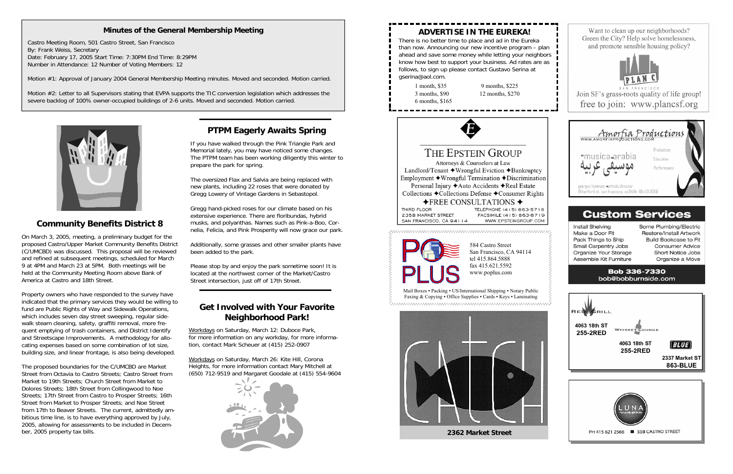## Minutes of the General Membership Meeting

Castro Meeting Room, 501 Castro Street, San Francisco
By: Frank Weiss, Secretary
Date: February 17, 2005 Start Time: 7:30PM End Time: 8:29PM
Number in Attendance: 12 Number of Voting Members: 12

Motion #1: Approval of January 2004 General Membership Meeting minutes. Moved and seconded. Motion carried.

Motion #2: Letter to all Supervisors stating that EVPA supports the TIC conversion legislation which addresses the severe backlog of 100% owner-occupied buildings of 2-6 units. Moved and seconded. Motion carried.

## Community Benefits District 8

On March 3, 2005, meeting, a preliminary budget for the proposed Castro/Upper Market Community Benefits District (C/UMCBD) was discussed. This proposal will be reviewed and refined at subsequent meetings, scheduled for March 9 at 4PM and March 23 at 5PM. Both meetings will be held at the Community Meeting Room above Bank of America at Castro and 18th Street.

Property owners who have responded to the survey have indicated that the primary services they would be willing to fund are Public Rights of Way and Sidewalk Operations, which includes seven day street sweeping, regular sidewalk steam cleaning, safety, graffiti removal, more frequent emptying of trash containers, and District Identify and Streetscape Improvements. A methodology for allocating expenses based on some combination of lot size, building size, and linear frontage, is also being developed.

The proposed boundaries for the C/UMCBD are Market Street from Octavia to Castro Streets; Castro Street from Market to 19th Streets; Church Street from Market to Dolores Streets; 18th Street from Collingwood to Noe Streets; 17th Street from Castro to Prosper Streets; 16th Street from Market to Prosper Streets; and Noe Street from 17th to Beaver Streets. The current, admittedly ambitious time line, is to have everything approved by July, 2005, allowing for assessments to be included in December, 2005 property tax bills.

## PTPM Eagerly Awaits Spring

If you have walked through the Pink Triangle Park and Memorial lately, you may have noticed some changes. The PTPM team has been working diligently this winter to prepare the park for spring.

The oversized Flax and Salvia are being replaced with new plants, including 22 roses that were donated by Gregg Lowery of Vintage Gardens in Sebastopol.

Gregg hand-picked roses for our climate based on his extensive experience. There are floribundas, hybrid musks, and polyanthas. Names such as Pink-a-Boo, Cornelia, Felicia, and Pink Prosperity will now grace our park.

Additionally, some grasses and other smaller plants have been added to the park.

Please stop by and enjoy the park sometime soon! It is located at the northwest corner of the Market/Castro Street intersection, just off of 17th Street.

## Get Involved with Your Favorite Neighborhood Park!

Workdays on Saturday, March 12: Duboce Park, for more information on any workday, for more information, contact Mark Scheuer at (415) 252-0907

Workdays on Saturday, March 26: Kite Hill, Corona Heights, for more information contact Mary Mitchell at (650) 712-9519 and Margaret Goodale at (415) 554-9604

## ADVERTISE IN THE EUREKA!

There is no better time to place and ad in the Eureka than now. Announcing our new incentive program – plan ahead and save some money while letting your neighbors know how best to support your business. Ad rates are as follows, to sign up please contact Gustavo Serina at gserina@aol.com.

| | |
|---|---|
| 1 month, $35 | 9 months, $225 |
| 3 months, $90 | 12 months, $270 |
| 6 months, $165 | |

Want to clean up our neighborhoods? Green the City? Help solve homelessness, and promote sensible housing policy?

PLAN C SAN FRANCISCO

Join SF's grass-roots quality of life group! free to join: www.plancsf.org

THE EPSTEIN GROUP

Attorneys & Counselors at Law

Landlord/Tenant ✦Wrongful Eviction ✦Bankruptcy
Employment ✦Wrongful Termination ✦Discrimination
Personal Injury ✦Auto Accidents ✦Real Estate
Collections ✦Collections Defense ✦Consumer Rights
✦FREE CONSULTATIONS ✦

THIRD FLOOR
2358 MARKET STREET
SAN FRANCISCO, CA 94114

TELEPHONE (415) 863-5718
FACSIMILE (415) 863-8719
WWW.EPSTEINGROUP.COM

Amorfia Productions
WWW.AMORFIAPRODUCTIONS.COM

musica arabia
موسيقى عربية

Production
Education
Performance

georges lammam • artistic director
71 hartford st., san francisco, ca 94114 415.431.0768

## Custom Services

| | |
|---|---|
| Install Shelving | Some Plumbing/Electric |
| Make a Door Fit | Restore/Install Artwork |
| Pack Things to Ship | Build Bookcase to Fit |
| Small Carpentry Jobs | Consumer Advice |
| Organize Your Storage | Short Notice Jobs |
| Assemble Kit Furniture | Organize a Move |

**Bob 336-7330**
bob@bobburnside.com

PO PLUS

584 Castro Street
San Francisco, CA 94114
tel 415.864.5888
fax 415.621.5592
www.poplus.com

Mail Boxes • Packing • US/International Shipping • Notary Public
Faxing & Copying • Office Supplies • Cards • Keys • Laminating

RED GRILL
**4063 18th ST**
**255-2RED**

WHISKEY LOUNGE
**4063 18th ST**
**255-2RED**

BLUE
**2337 Market ST**
**863-BLUE**

CATCH

**2362 Market Street**

LUNA

PH 415 621 2566 ■ 558 CASTRO STREET